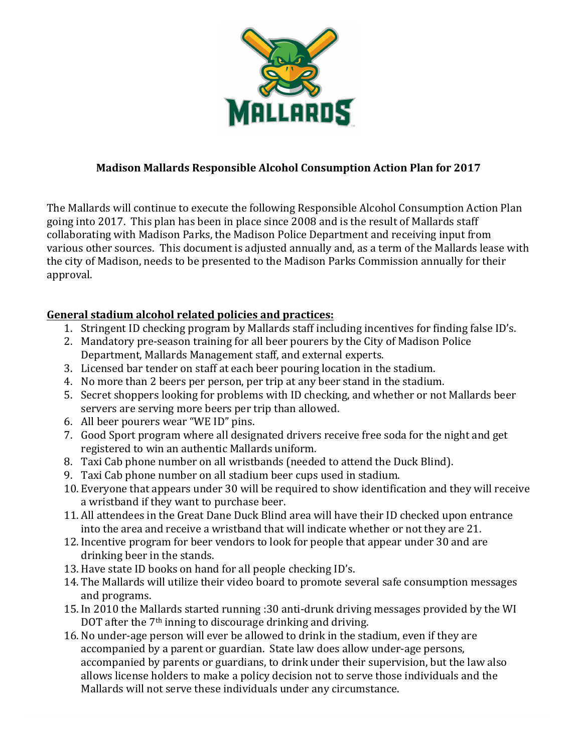**Madison Mallards Responsible Alcohol Consumption Action Plan for 2017**

The Mallards will continue to execute the following Responsible Alcohol Consumption Action Plan going into 2017. This plan has been in place since 2008 and is the result of Mallards staff collaborating with Madison Parks, the Madison Police Department and receiving input from various other sources. This document is adjusted annually and, as a term of the Mallards lease with the city of Madison, needs to be presented to the Madison Parks Commission annually for their approval.

**General stadium alcohol related policies and practices:**

1. Stringent ID checking program by Mallards staff including incentives for finding false ID's.
2. Mandatory pre-season training for all beer pourers by the City of Madison Police Department, Mallards Management staff, and external experts.
3. Licensed bar tender on staff at each beer pouring location in the stadium.
4. No more than 2 beers per person, per trip at any beer stand in the stadium.
5. Secret shoppers looking for problems with ID checking, and whether or not Mallards beer servers are serving more beers per trip than allowed.
6. All beer pourers wear "WE ID" pins.
7. Good Sport program where all designated drivers receive free soda for the night and get registered to win an authentic Mallards uniform.
8. Taxi Cab phone number on all wristbands (needed to attend the Duck Blind).
9. Taxi Cab phone number on all stadium beer cups used in stadium.
10. Everyone that appears under 30 will be required to show identification and they will receive a wristband if they want to purchase beer.
11. All attendees in the Great Dane Duck Blind area will have their ID checked upon entrance into the area and receive a wristband that will indicate whether or not they are 21.
12. Incentive program for beer vendors to look for people that appear under 30 and are drinking beer in the stands.
13. Have state ID books on hand for all people checking ID's.
14. The Mallards will utilize their video board to promote several safe consumption messages and programs.
15. In 2010 the Mallards started running :30 anti-drunk driving messages provided by the WI DOT after the 7th inning to discourage drinking and driving.
16. No under-age person will ever be allowed to drink in the stadium, even if they are accompanied by a parent or guardian. State law does allow under-age persons, accompanied by parents or guardians, to drink under their supervision, but the law also allows license holders to make a policy decision not to serve those individuals and the Mallards will not serve these individuals under any circumstance.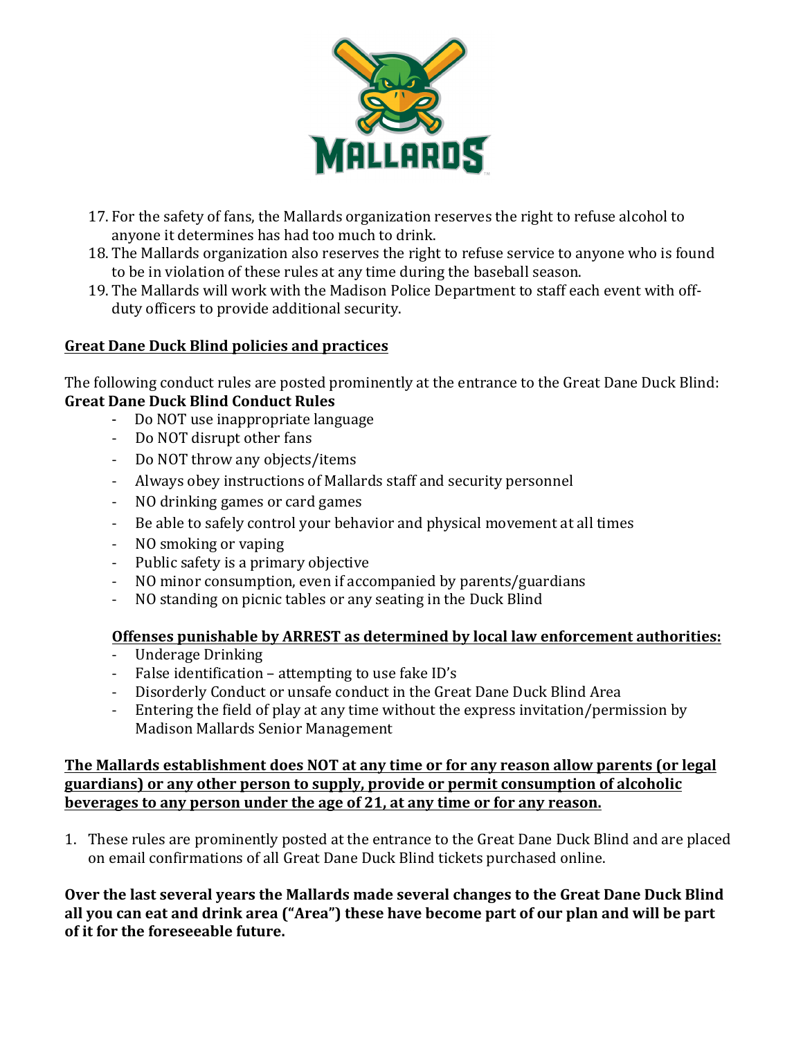17. For the safety of fans, the Mallards organization reserves the right to refuse alcohol to anyone it determines has had too much to drink.
18. The Mallards organization also reserves the right to refuse service to anyone who is found to be in violation of these rules at any time during the baseball season.
19. The Mallards will work with the Madison Police Department to staff each event with off-duty officers to provide additional security.

**<u>Great Dane Duck Blind policies and practices</u>**

The following conduct rules are posted prominently at the entrance to the Great Dane Duck Blind:

**Great Dane Duck Blind Conduct Rules**

- Do NOT use inappropriate language
- Do NOT disrupt other fans
- Do NOT throw any objects/items
- Always obey instructions of Mallards staff and security personnel
- NO drinking games or card games
- Be able to safely control your behavior and physical movement at all times
- NO smoking or vaping
- Public safety is a primary objective
- NO minor consumption, even if accompanied by parents/guardians
- NO standing on picnic tables or any seating in the Duck Blind

**<u>Offenses punishable by ARREST as determined by local law enforcement authorities:</u>**

- Underage Drinking
- False identification – attempting to use fake ID's
- Disorderly Conduct or unsafe conduct in the Great Dane Duck Blind Area
- Entering the field of play at any time without the express invitation/permission by Madison Mallards Senior Management

**<u>The Mallards establishment does NOT at any time or for any reason allow parents (or legal guardians) or any other person to supply, provide or permit consumption of alcoholic beverages to any person under the age of 21, at any time or for any reason.</u>**

1. These rules are prominently posted at the entrance to the Great Dane Duck Blind and are placed on email confirmations of all Great Dane Duck Blind tickets purchased online.

**Over the last several years the Mallards made several changes to the Great Dane Duck Blind all you can eat and drink area ("Area") these have become part of our plan and will be part of it for the foreseeable future.**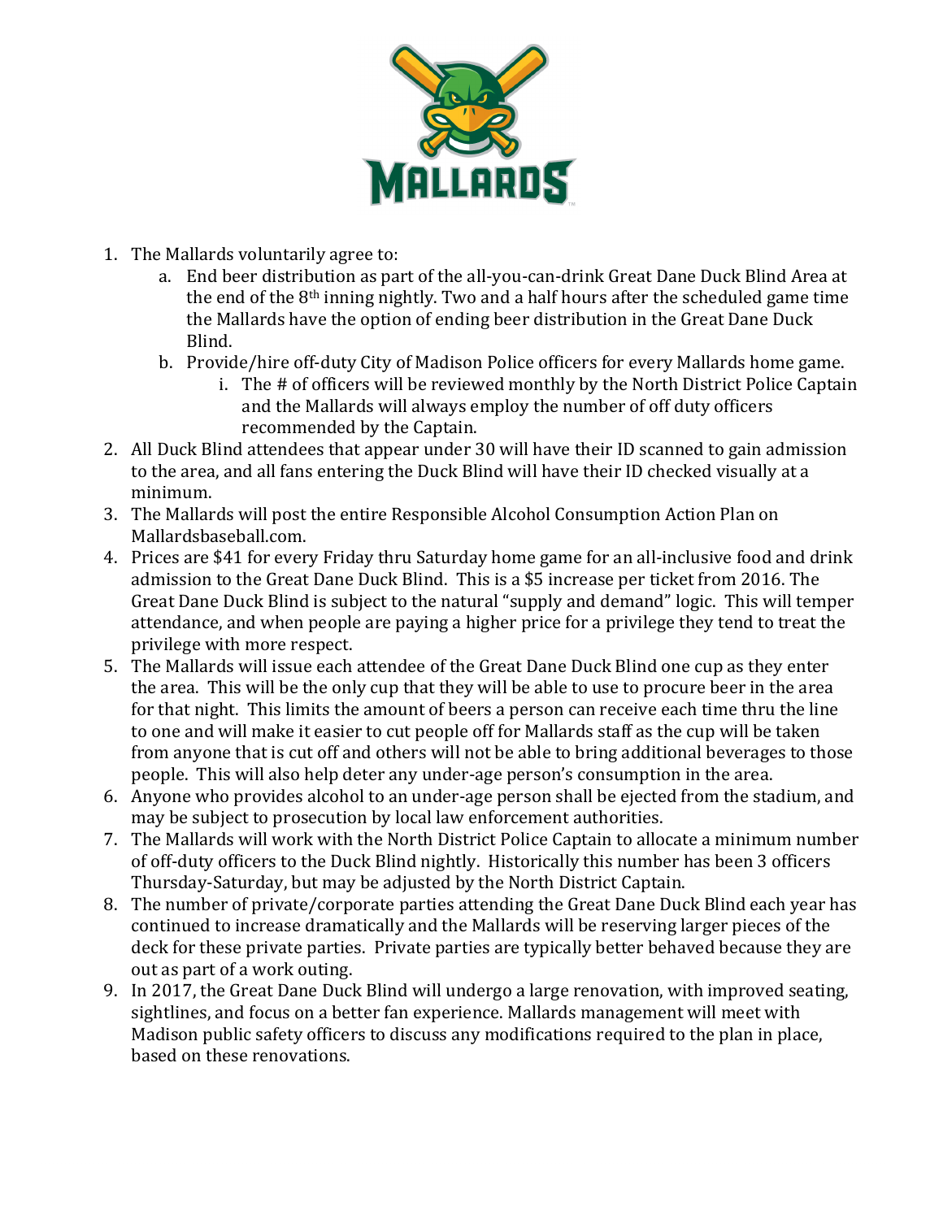1. The Mallards voluntarily agree to:
    a. End beer distribution as part of the all-you-can-drink Great Dane Duck Blind Area at the end of the 8th inning nightly. Two and a half hours after the scheduled game time the Mallards have the option of ending beer distribution in the Great Dane Duck Blind.
    b. Provide/hire off-duty City of Madison Police officers for every Mallards home game.
        i. The # of officers will be reviewed monthly by the North District Police Captain and the Mallards will always employ the number of off duty officers recommended by the Captain.
2. All Duck Blind attendees that appear under 30 will have their ID scanned to gain admission to the area, and all fans entering the Duck Blind will have their ID checked visually at a minimum.
3. The Mallards will post the entire Responsible Alcohol Consumption Action Plan on Mallardsbaseball.com.
4. Prices are $41 for every Friday thru Saturday home game for an all-inclusive food and drink admission to the Great Dane Duck Blind. This is a $5 increase per ticket from 2016. The Great Dane Duck Blind is subject to the natural "supply and demand" logic. This will temper attendance, and when people are paying a higher price for a privilege they tend to treat the privilege with more respect.
5. The Mallards will issue each attendee of the Great Dane Duck Blind one cup as they enter the area. This will be the only cup that they will be able to use to procure beer in the area for that night. This limits the amount of beers a person can receive each time thru the line to one and will make it easier to cut people off for Mallards staff as the cup will be taken from anyone that is cut off and others will not be able to bring additional beverages to those people. This will also help deter any under-age person's consumption in the area.
6. Anyone who provides alcohol to an under-age person shall be ejected from the stadium, and may be subject to prosecution by local law enforcement authorities.
7. The Mallards will work with the North District Police Captain to allocate a minimum number of off-duty officers to the Duck Blind nightly. Historically this number has been 3 officers Thursday-Saturday, but may be adjusted by the North District Captain.
8. The number of private/corporate parties attending the Great Dane Duck Blind each year has continued to increase dramatically and the Mallards will be reserving larger pieces of the deck for these private parties. Private parties are typically better behaved because they are out as part of a work outing.
9. In 2017, the Great Dane Duck Blind will undergo a large renovation, with improved seating, sightlines, and focus on a better fan experience. Mallards management will meet with Madison public safety officers to discuss any modifications required to the plan in place, based on these renovations.